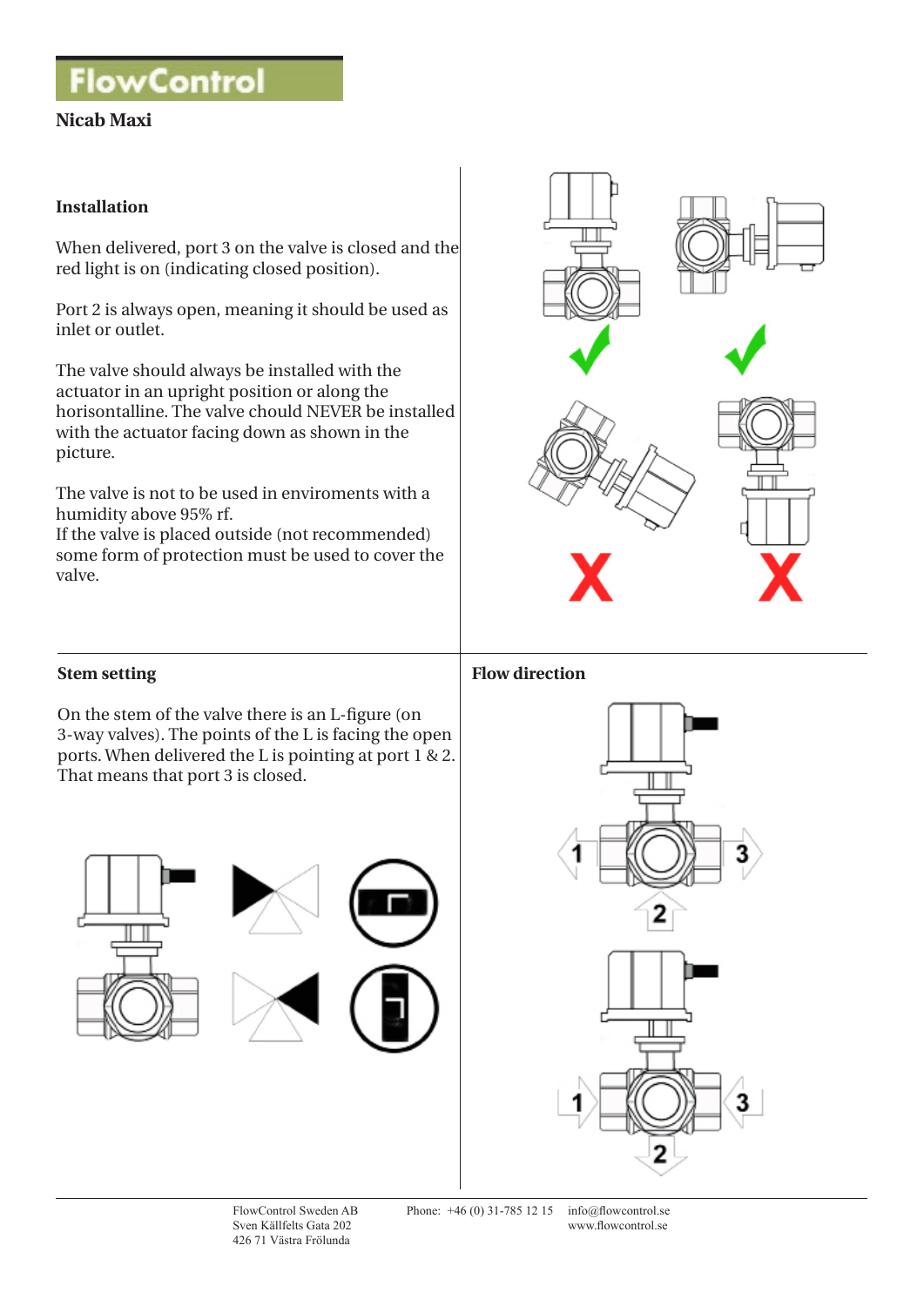FlowControl

# Nicab Maxi

## Installation

When delivered, port 3 on the valve is closed and the red light is on (indicating closed position).

Port 2 is always open, meaning it should be used as inlet or outlet.

The valve should always be installed with the actuator in an upright position or along the horisontalline. The valve chould NEVER be installed with the actuator facing down as shown in the picture.

The valve is not to be used in enviroments with a humidity above 95% rf.
If the valve is placed outside (not recommended) some form of protection must be used to cover the valve.

## Stem setting

On the stem of the valve there is an L-figure (on 3-way valves). The points of the L is facing the open ports. When delivered the L is pointing at port 1 & 2. That means that port 3 is closed.

## Flow direction

FlowControl Sweden AB
Sven Källfelts Gata 202
426 71 Västra Frölunda

Phone: +46 (0) 31-785 12 15

info@flowcontrol.se
www.flowcontrol.se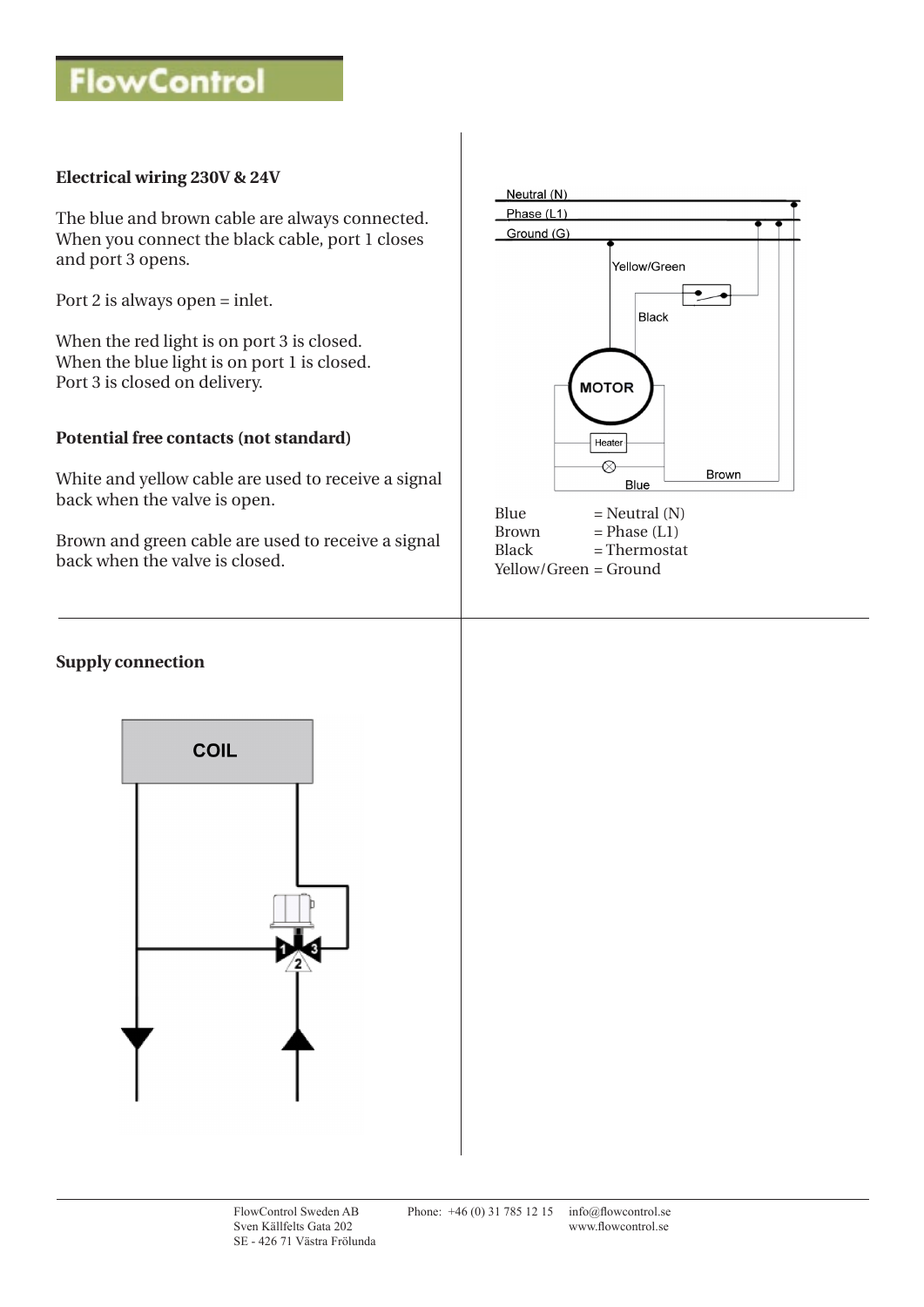**Electrical wiring 230V & 24V**

The blue and brown cable are always connected. When you connect the black cable, port 1 closes and port 3 opens.

Port 2 is always open = inlet.

When the red light is on port 3 is closed.
When the blue light is on port 1 is closed.
Port 3 is closed on delivery.

**Potential free contacts (not standard)**

White and yellow cable are used to receive a signal back when the valve is open.

Brown and green cable are used to receive a signal back when the valve is closed.

Neutral (N)
Phase (L1)
Ground (G)
Yellow/Green
Black
MOTOR
Heater
Blue
Brown

Blue = Neutral (N)
Brown = Phase (L1)
Black = Thermostat
Yellow/Green = Ground

**Supply connection**

COIL

1
3
2